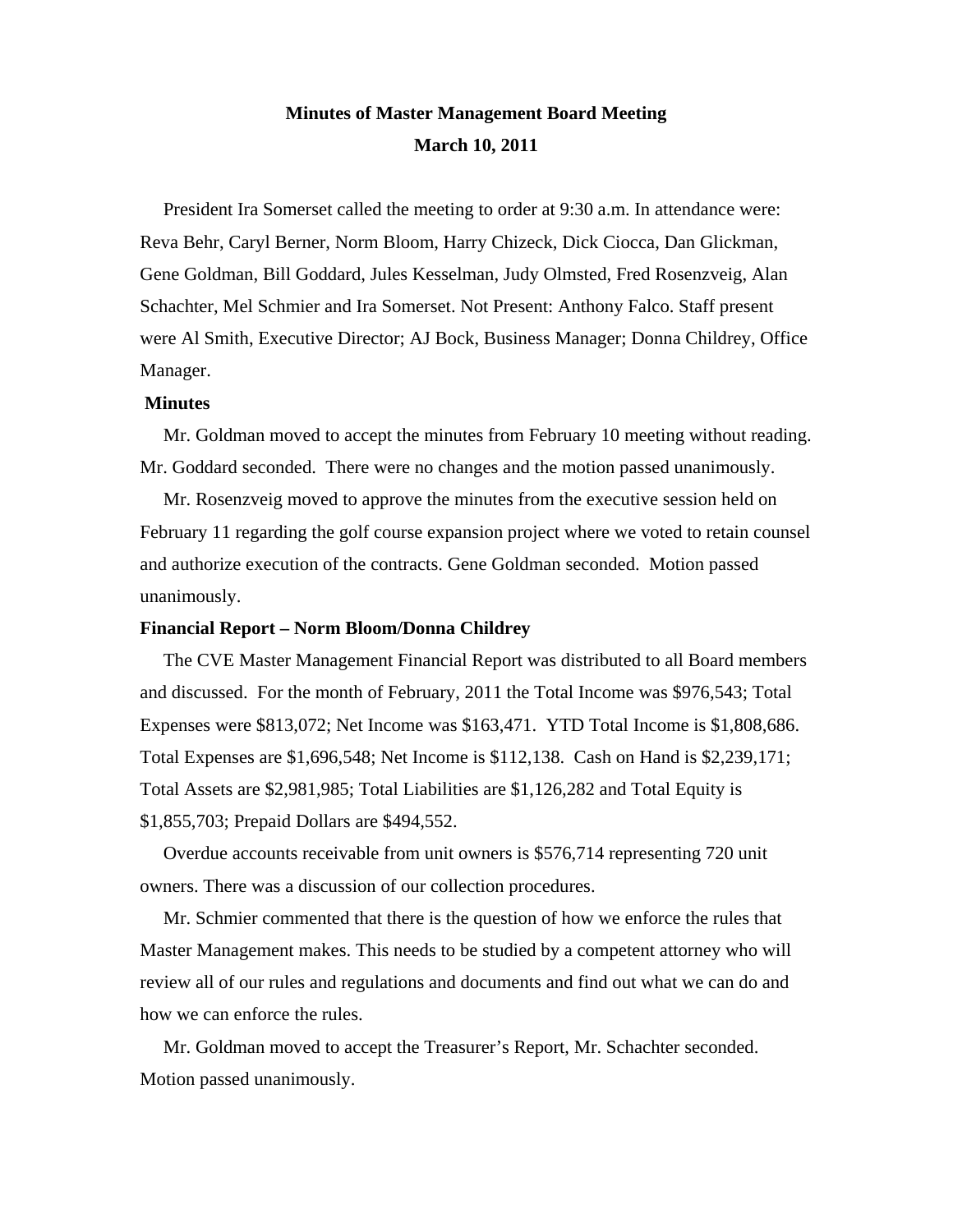# Minutes of Master Management Board Meeting
## March 10, 2011

President Ira Somerset called the meeting to order at 9:30 a.m. In attendance were: Reva Behr, Caryl Berner, Norm Bloom, Harry Chizeck, Dick Ciocca, Dan Glickman, Gene Goldman, Bill Goddard, Jules Kesselman, Judy Olmsted, Fred Rosenzveig, Alan Schachter, Mel Schmier and Ira Somerset. Not Present: Anthony Falco. Staff present were Al Smith, Executive Director; AJ Bock, Business Manager; Donna Childrey, Office Manager.

**Minutes**

Mr. Goldman moved to accept the minutes from February 10 meeting without reading. Mr. Goddard seconded. There were no changes and the motion passed unanimously.

Mr. Rosenzveig moved to approve the minutes from the executive session held on February 11 regarding the golf course expansion project where we voted to retain counsel and authorize execution of the contracts. Gene Goldman seconded. Motion passed unanimously.

**Financial Report – Norm Bloom/Donna Childrey**

The CVE Master Management Financial Report was distributed to all Board members and discussed. For the month of February, 2011 the Total Income was $976,543; Total Expenses were $813,072; Net Income was $163,471. YTD Total Income is $1,808,686. Total Expenses are $1,696,548; Net Income is $112,138. Cash on Hand is $2,239,171; Total Assets are $2,981,985; Total Liabilities are $1,126,282 and Total Equity is $1,855,703; Prepaid Dollars are $494,552.

Overdue accounts receivable from unit owners is $576,714 representing 720 unit owners. There was a discussion of our collection procedures.

Mr. Schmier commented that there is the question of how we enforce the rules that Master Management makes. This needs to be studied by a competent attorney who will review all of our rules and regulations and documents and find out what we can do and how we can enforce the rules.

Mr. Goldman moved to accept the Treasurer's Report, Mr. Schachter seconded. Motion passed unanimously.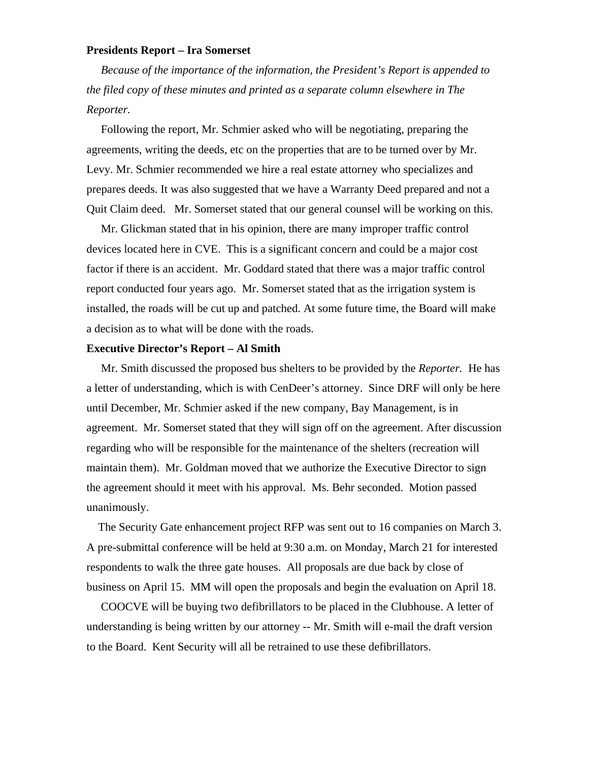**Presidents Report – Ira Somerset**

*Because of the importance of the information, the President's Report is appended to the filed copy of these minutes and printed as a separate column elsewhere in The Reporter.*

Following the report, Mr. Schmier asked who will be negotiating, preparing the agreements, writing the deeds, etc on the properties that are to be turned over by Mr. Levy. Mr. Schmier recommended we hire a real estate attorney who specializes and prepares deeds. It was also suggested that we have a Warranty Deed prepared and not a Quit Claim deed. Mr. Somerset stated that our general counsel will be working on this.

Mr. Glickman stated that in his opinion, there are many improper traffic control devices located here in CVE. This is a significant concern and could be a major cost factor if there is an accident. Mr. Goddard stated that there was a major traffic control report conducted four years ago. Mr. Somerset stated that as the irrigation system is installed, the roads will be cut up and patched. At some future time, the Board will make a decision as to what will be done with the roads.

**Executive Director's Report – Al Smith**

Mr. Smith discussed the proposed bus shelters to be provided by the *Reporter.* He has a letter of understanding, which is with CenDeer's attorney. Since DRF will only be here until December, Mr. Schmier asked if the new company, Bay Management, is in agreement. Mr. Somerset stated that they will sign off on the agreement. After discussion regarding who will be responsible for the maintenance of the shelters (recreation will maintain them). Mr. Goldman moved that we authorize the Executive Director to sign the agreement should it meet with his approval. Ms. Behr seconded. Motion passed unanimously.

The Security Gate enhancement project RFP was sent out to 16 companies on March 3. A pre-submittal conference will be held at 9:30 a.m. on Monday, March 21 for interested respondents to walk the three gate houses. All proposals are due back by close of business on April 15. MM will open the proposals and begin the evaluation on April 18.

COOCVE will be buying two defibrillators to be placed in the Clubhouse. A letter of understanding is being written by our attorney -- Mr. Smith will e-mail the draft version to the Board. Kent Security will all be retrained to use these defibrillators.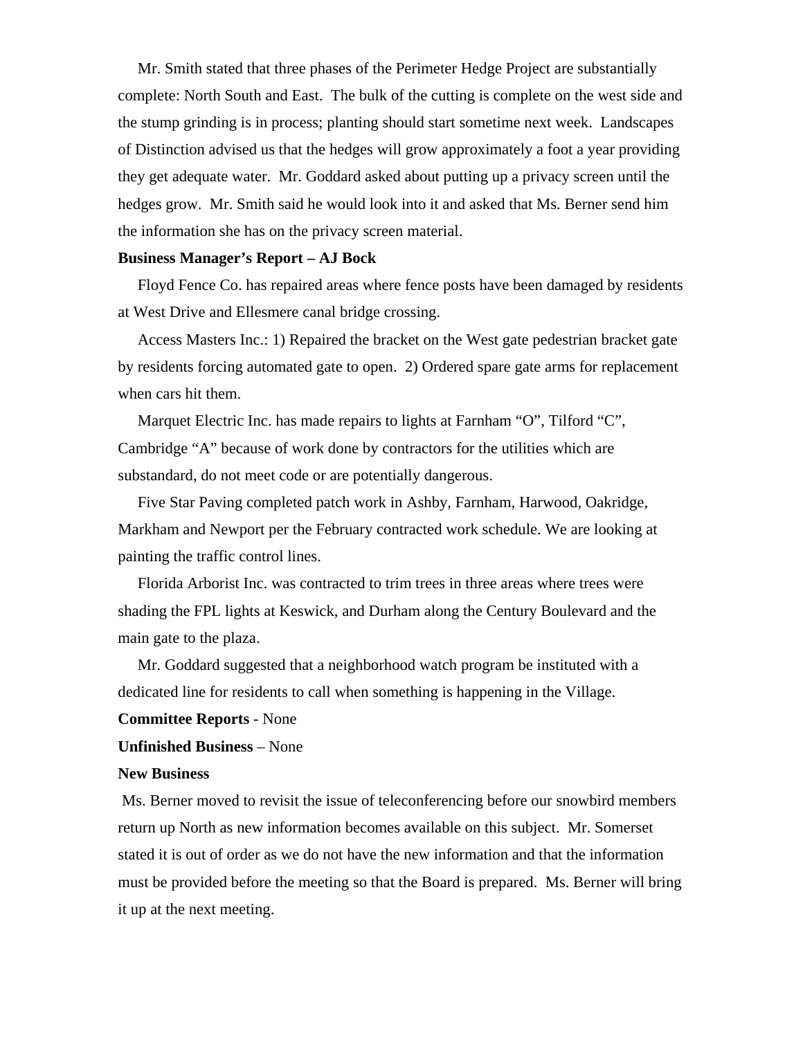Mr. Smith stated that three phases of the Perimeter Hedge Project are substantially complete: North South and East. The bulk of the cutting is complete on the west side and the stump grinding is in process; planting should start sometime next week. Landscapes of Distinction advised us that the hedges will grow approximately a foot a year providing they get adequate water. Mr. Goddard asked about putting up a privacy screen until the hedges grow. Mr. Smith said he would look into it and asked that Ms. Berner send him the information she has on the privacy screen material.

**Business Manager's Report – AJ Bock**

Floyd Fence Co. has repaired areas where fence posts have been damaged by residents at West Drive and Ellesmere canal bridge crossing.

Access Masters Inc.: 1) Repaired the bracket on the West gate pedestrian bracket gate by residents forcing automated gate to open. 2) Ordered spare gate arms for replacement when cars hit them.

Marquet Electric Inc. has made repairs to lights at Farnham "O", Tilford "C", Cambridge "A" because of work done by contractors for the utilities which are substandard, do not meet code or are potentially dangerous.

Five Star Paving completed patch work in Ashby, Farnham, Harwood, Oakridge, Markham and Newport per the February contracted work schedule. We are looking at painting the traffic control lines.

Florida Arborist Inc. was contracted to trim trees in three areas where trees were shading the FPL lights at Keswick, and Durham along the Century Boulevard and the main gate to the plaza.

Mr. Goddard suggested that a neighborhood watch program be instituted with a dedicated line for residents to call when something is happening in the Village.

**Committee Reports** - None

**Unfinished Business** – None

**New Business**

Ms. Berner moved to revisit the issue of teleconferencing before our snowbird members return up North as new information becomes available on this subject. Mr. Somerset stated it is out of order as we do not have the new information and that the information must be provided before the meeting so that the Board is prepared. Ms. Berner will bring it up at the next meeting.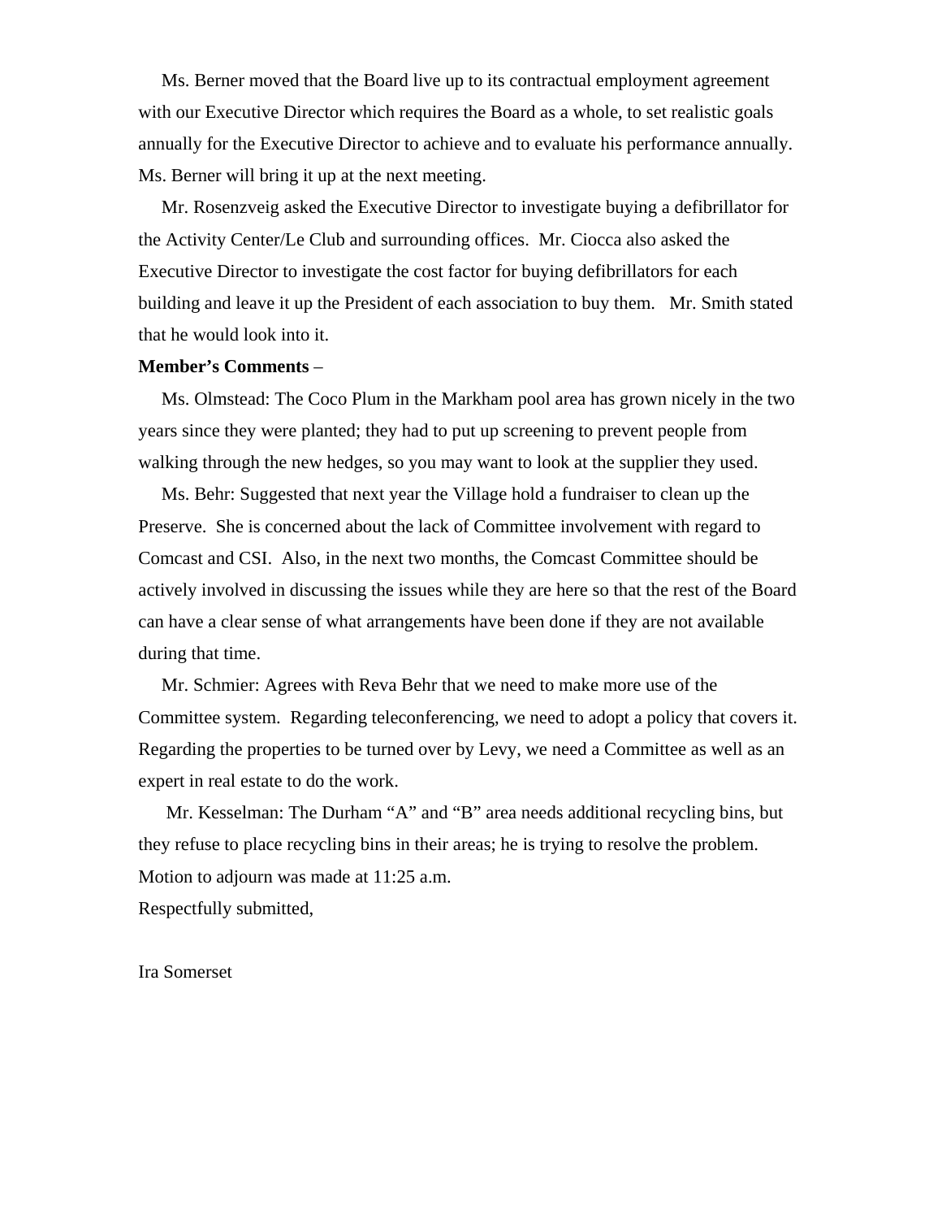Ms. Berner moved that the Board live up to its contractual employment agreement with our Executive Director which requires the Board as a whole, to set realistic goals annually for the Executive Director to achieve and to evaluate his performance annually. Ms. Berner will bring it up at the next meeting.

Mr. Rosenzveig asked the Executive Director to investigate buying a defibrillator for the Activity Center/Le Club and surrounding offices. Mr. Ciocca also asked the Executive Director to investigate the cost factor for buying defibrillators for each building and leave it up the President of each association to buy them. Mr. Smith stated that he would look into it.

**Member's Comments** –

Ms. Olmstead: The Coco Plum in the Markham pool area has grown nicely in the two years since they were planted; they had to put up screening to prevent people from walking through the new hedges, so you may want to look at the supplier they used.

Ms. Behr: Suggested that next year the Village hold a fundraiser to clean up the Preserve. She is concerned about the lack of Committee involvement with regard to Comcast and CSI. Also, in the next two months, the Comcast Committee should be actively involved in discussing the issues while they are here so that the rest of the Board can have a clear sense of what arrangements have been done if they are not available during that time.

Mr. Schmier: Agrees with Reva Behr that we need to make more use of the Committee system. Regarding teleconferencing, we need to adopt a policy that covers it. Regarding the properties to be turned over by Levy, we need a Committee as well as an expert in real estate to do the work.

Mr. Kesselman: The Durham "A" and "B" area needs additional recycling bins, but they refuse to place recycling bins in their areas; he is trying to resolve the problem.

Motion to adjourn was made at 11:25 a.m.

Respectfully submitted,

Ira Somerset